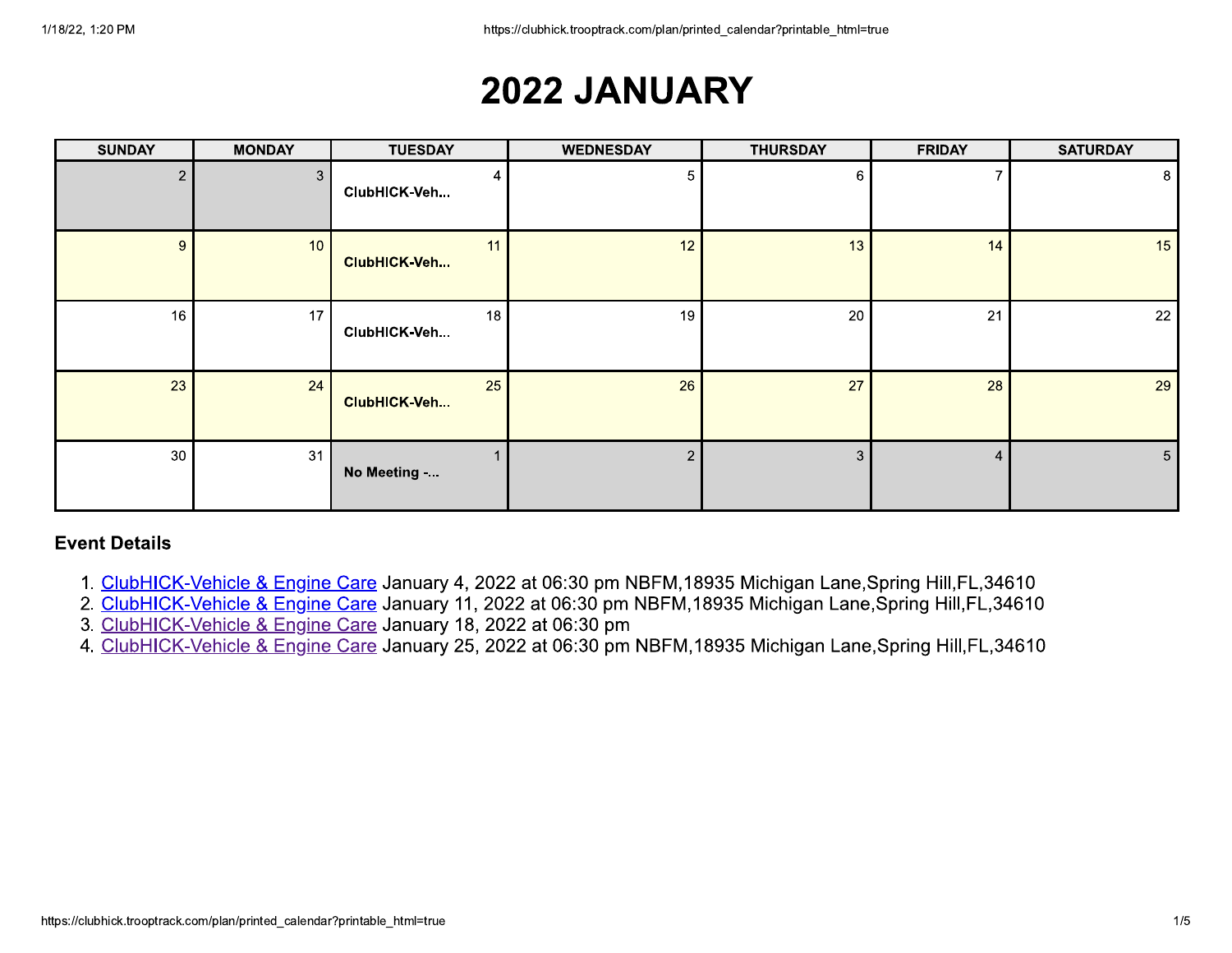# 2022 JANUARY

| SUNDAY | MONDAY | TUESDAY | WEDNESDAY | THURSDAY | FRIDAY | SATURDAY |
|---|---|---|---|---|---|---|
| 2 | 3 | 4 **ClubHICK-Veh...** | 5 | 6 | 7 | 8 |
| 9 | 10 | 11 **ClubHICK-Veh...** | 12 | 13 | 14 | 15 |
| 16 | 17 | 18 **ClubHICK-Veh...** | 19 | 20 | 21 | 22 |
| 23 | 24 | 25 **ClubHICK-Veh...** | 26 | 27 | 28 | 29 |
| 30 | 31 | 1 **No Meeting -...** | 2 | 3 | 4 | 5 |

### Event Details

1. ClubHICK-Vehicle & Engine Care January 4, 2022 at 06:30 pm NBFM,18935 Michigan Lane,Spring Hill,FL,34610
2. ClubHICK-Vehicle & Engine Care January 11, 2022 at 06:30 pm NBFM,18935 Michigan Lane,Spring Hill,FL,34610
3. ClubHICK-Vehicle & Engine Care January 18, 2022 at 06:30 pm
4. ClubHICK-Vehicle & Engine Care January 25, 2022 at 06:30 pm NBFM,18935 Michigan Lane,Spring Hill,FL,34610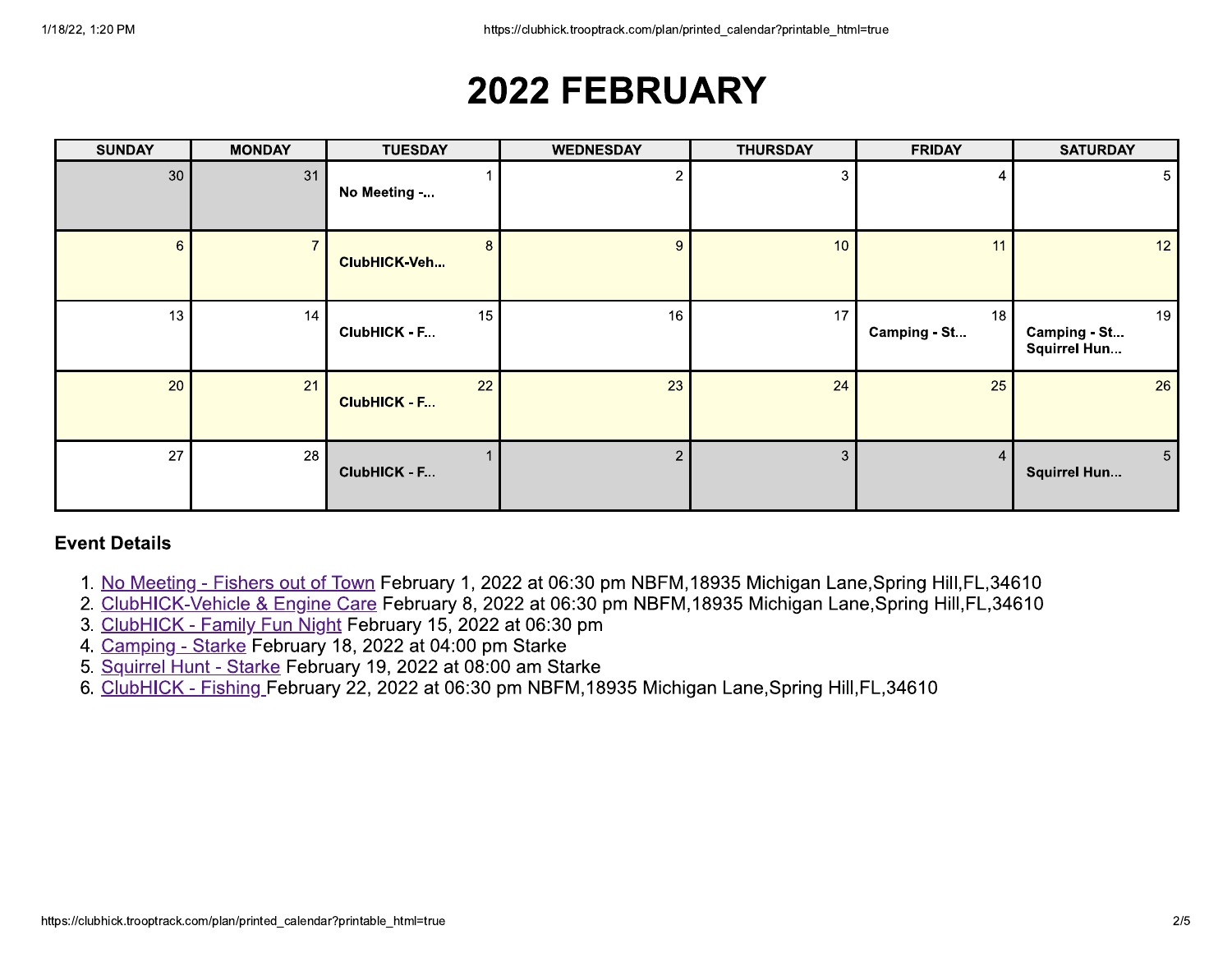# 2022 FEBRUARY

| SUNDAY | MONDAY | TUESDAY | WEDNESDAY | THURSDAY | FRIDAY | SATURDAY |
| --- | --- | --- | --- | --- | --- | --- |
| 30 | 31 | 1 **No Meeting -...** | 2 | 3 | 4 | 5 |
| 6 | 7 | 8 **ClubHICK-Veh...** | 9 | 10 | 11 | 12 |
| 13 | 14 | 15 **ClubHICK - F...** | 16 | 17 | 18 **Camping - St...** | 19 **Camping - St...** **Squirrel Hun...** |
| 20 | 21 | 22 **ClubHICK - F...** | 23 | 24 | 25 | 26 |
| 27 | 28 | 1 **ClubHICK - F...** | 2 | 3 | 4 | 5 **Squirrel Hun...** |

### Event Details

1. No Meeting - Fishers out of Town February 1, 2022 at 06:30 pm NBFM,18935 Michigan Lane,Spring Hill,FL,34610
2. ClubHICK-Vehicle & Engine Care February 8, 2022 at 06:30 pm NBFM,18935 Michigan Lane,Spring Hill,FL,34610
3. ClubHICK - Family Fun Night February 15, 2022 at 06:30 pm
4. Camping - Starke February 18, 2022 at 04:00 pm Starke
5. Squirrel Hunt - Starke February 19, 2022 at 08:00 am Starke
6. ClubHICK - Fishing February 22, 2022 at 06:30 pm NBFM,18935 Michigan Lane,Spring Hill,FL,34610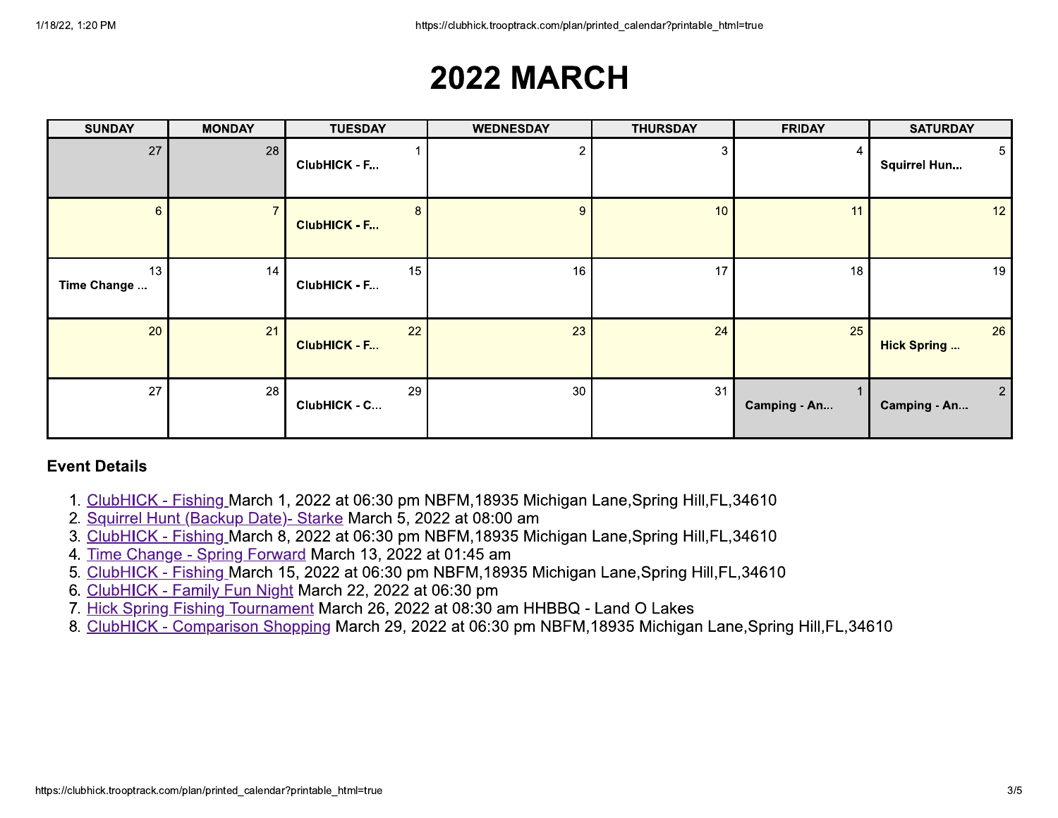# 2022 MARCH

| SUNDAY | MONDAY | TUESDAY | WEDNESDAY | THURSDAY | FRIDAY | SATURDAY |
|---|---|---|---|---|---|---|
| 27 | 28 | 1 **ClubHICK - F...** | 2 | 3 | 4 | 5 **Squirrel Hun...** |
| 6 | 7 | 8 **ClubHICK - F...** | 9 | 10 | 11 | 12 |
| 13 **Time Change ...** | 14 | 15 **ClubHICK - F...** | 16 | 17 | 18 | 19 |
| 20 | 21 | 22 **ClubHICK - F...** | 23 | 24 | 25 | 26 **Hick Spring ...** |
| 27 | 28 | 29 **ClubHICK - C...** | 30 | 31 | 1 **Camping - An...** | 2 **Camping - An...** |

### Event Details

1. ClubHICK - Fishing March 1, 2022 at 06:30 pm NBFM,18935 Michigan Lane,Spring Hill,FL,34610
2. Squirrel Hunt (Backup Date)- Starke March 5, 2022 at 08:00 am
3. ClubHICK - Fishing March 8, 2022 at 06:30 pm NBFM,18935 Michigan Lane,Spring Hill,FL,34610
4. Time Change - Spring Forward March 13, 2022 at 01:45 am
5. ClubHICK - Fishing March 15, 2022 at 06:30 pm NBFM,18935 Michigan Lane,Spring Hill,FL,34610
6. ClubHICK - Family Fun Night March 22, 2022 at 06:30 pm
7. Hick Spring Fishing Tournament March 26, 2022 at 08:30 am HHBBQ - Land O Lakes
8. ClubHICK - Comparison Shopping March 29, 2022 at 06:30 pm NBFM,18935 Michigan Lane,Spring Hill,FL,34610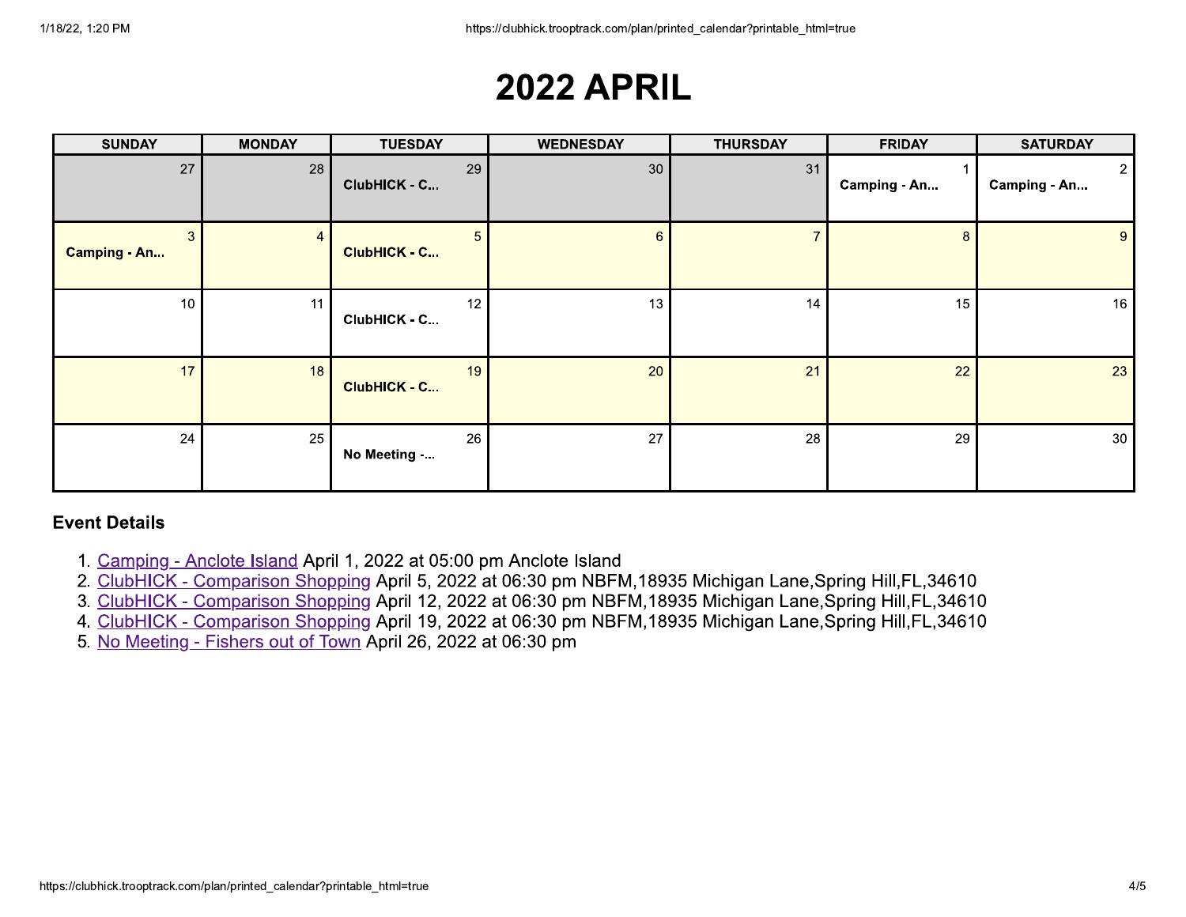# 2022 APRIL

| SUNDAY | MONDAY | TUESDAY | WEDNESDAY | THURSDAY | FRIDAY | SATURDAY |
|---|---|---|---|---|---|---|
| 27 | 28 | 29 **ClubHICK - C...** | 30 | 31 | 1 **Camping - An...** | 2 **Camping - An...** |
| 3 **Camping - An...** | 4 | 5 **ClubHICK - C...** | 6 | 7 | 8 | 9 |
| 10 | 11 | 12 **ClubHICK - C...** | 13 | 14 | 15 | 16 |
| 17 | 18 | 19 **ClubHICK - C...** | 20 | 21 | 22 | 23 |
| 24 | 25 | 26 **No Meeting -...** | 27 | 28 | 29 | 30 |

### Event Details

1. Camping - Anclote Island April 1, 2022 at 05:00 pm Anclote Island
2. ClubHICK - Comparison Shopping April 5, 2022 at 06:30 pm NBFM,18935 Michigan Lane,Spring Hill,FL,34610
3. ClubHICK - Comparison Shopping April 12, 2022 at 06:30 pm NBFM,18935 Michigan Lane,Spring Hill,FL,34610
4. ClubHICK - Comparison Shopping April 19, 2022 at 06:30 pm NBFM,18935 Michigan Lane,Spring Hill,FL,34610
5. No Meeting - Fishers out of Town April 26, 2022 at 06:30 pm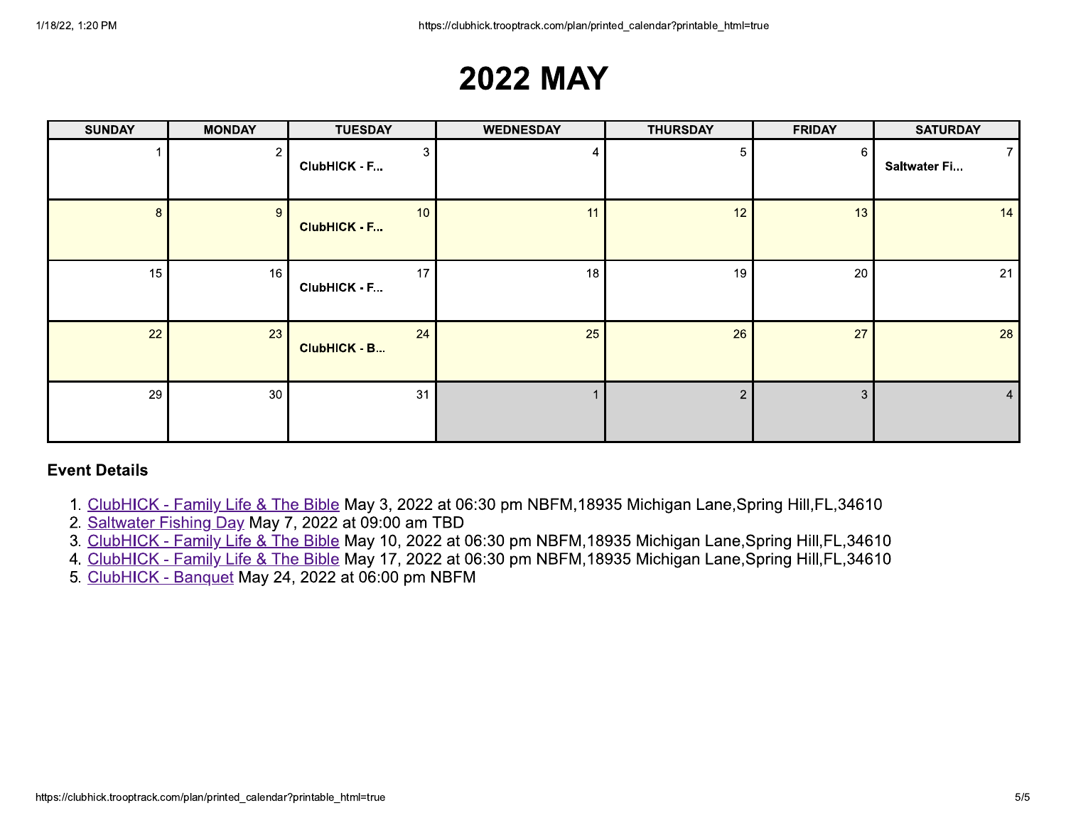# 2022 MAY

| SUNDAY | MONDAY | TUESDAY | WEDNESDAY | THURSDAY | FRIDAY | SATURDAY |
|---|---|---|---|---|---|---|
| 1 | 2 | 3 **ClubHICK - F...** | 4 | 5 | 6 | 7 **Saltwater Fi...** |
| 8 | 9 | 10 **ClubHICK - F...** | 11 | 12 | 13 | 14 |
| 15 | 16 | 17 **ClubHICK - F...** | 18 | 19 | 20 | 21 |
| 22 | 23 | 24 **ClubHICK - B...** | 25 | 26 | 27 | 28 |
| 29 | 30 | 31 | 1 | 2 | 3 | 4 |

### Event Details

1. ClubHICK - Family Life & The Bible May 3, 2022 at 06:30 pm NBFM,18935 Michigan Lane,Spring Hill,FL,34610
2. Saltwater Fishing Day May 7, 2022 at 09:00 am TBD
3. ClubHICK - Family Life & The Bible May 10, 2022 at 06:30 pm NBFM,18935 Michigan Lane,Spring Hill,FL,34610
4. ClubHICK - Family Life & The Bible May 17, 2022 at 06:30 pm NBFM,18935 Michigan Lane,Spring Hill,FL,34610
5. ClubHICK - Banquet May 24, 2022 at 06:00 pm NBFM